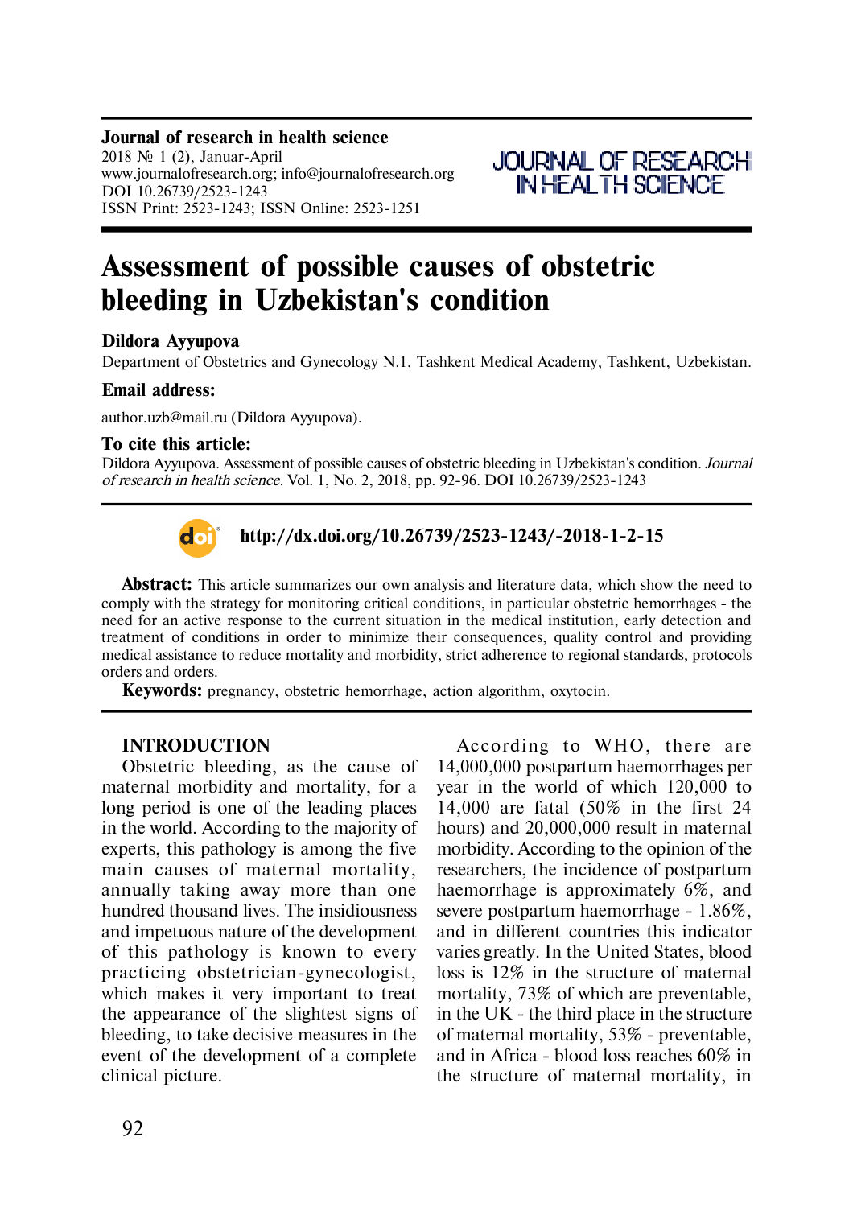**Journal of research in health science**
2018 № 1 (2), Januar-April
www.journalofresearch.org; info@journalofresearch.org
DOI 10.26739/2523-1243
ISSN Print: 2523-1243; ISSN Online: 2523-1251

JOURNAL OF RESEARCH IN HEALTH SCIENCE

# Assessment of possible causes of obstetric bleeding in Uzbekistan's condition

**Dildora Ayyupova**

Department of Obstetrics and Gynecology N.1, Tashkent Medical Academy, Tashkent, Uzbekistan.

**Email address:**

author.uzb@mail.ru (Dildora Ayyupova).

**To cite this article:**

Dildora Ayyupova. Assessment of possible causes of obstetric bleeding in Uzbekistan's condition. *Journal of research in health science.* Vol. 1, No. 2, 2018, pp. 92-96. DOI 10.26739/2523-1243

**http://dx.doi.org/10.26739/2523-1243/-2018-1-2-15**

**Abstract:** This article summarizes our own analysis and literature data, which show the need to comply with the strategy for monitoring critical conditions, in particular obstetric hemorrhages - the need for an active response to the current situation in the medical institution, early detection and treatment of conditions in order to minimize their consequences, quality control and providing medical assistance to reduce mortality and morbidity, strict adherence to regional standards, protocols orders and orders.

**Keywords:** pregnancy, obstetric hemorrhage, action algorithm, oxytocin.

## INTRODUCTION

Obstetric bleeding, as the cause of maternal morbidity and mortality, for a long period is one of the leading places in the world. According to the majority of experts, this pathology is among the five main causes of maternal mortality, annually taking away more than one hundred thousand lives. The insidiousness and impetuous nature of the development of this pathology is known to every practicing obstetrician-gynecologist, which makes it very important to treat the appearance of the slightest signs of bleeding, to take decisive measures in the event of the development of a complete clinical picture.

According to WHO, there are 14,000,000 postpartum haemorrhages per year in the world of which 120,000 to 14,000 are fatal (50% in the first 24 hours) and 20,000,000 result in maternal morbidity. According to the opinion of the researchers, the incidence of postpartum haemorrhage is approximately 6%, and severe postpartum haemorrhage - 1.86%, and in different countries this indicator varies greatly. In the United States, blood loss is 12% in the structure of maternal mortality, 73% of which are preventable, in the UK - the third place in the structure of maternal mortality, 53% - preventable, and in Africa - blood loss reaches 60% in the structure of maternal mortality, in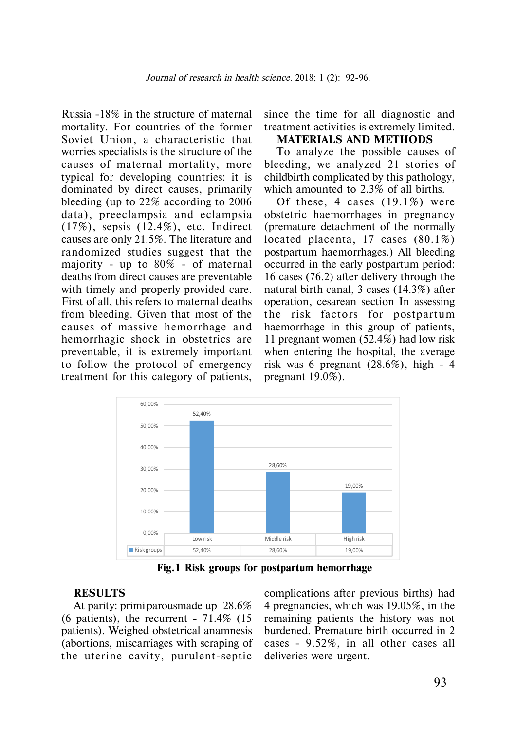Russia -18% in the structure of maternal mortality. For countries of the former Soviet Union, a characteristic that worries specialists is the structure of the causes of maternal mortality, more typical for developing countries: it is dominated by direct causes, primarily bleeding (up to 22% according to 2006 data), preeclampsia and eclampsia (17%), sepsis (12.4%), etc. Indirect causes are only 21.5%. The literature and randomized studies suggest that the majority - up to 80% - of maternal deaths from direct causes are preventable with timely and properly provided care. First of all, this refers to maternal deaths from bleeding. Given that most of the causes of massive hemorrhage and hemorrhagic shock in obstetrics are preventable, it is extremely important to follow the protocol of emergency treatment for this category of patients, since the time for all diagnostic and treatment activities is extremely limited.

## MATERIALS AND METHODS

To analyze the possible causes of bleeding, we analyzed 21 stories of childbirth complicated by this pathology, which amounted to 2.3% of all births.

Of these, 4 cases (19.1%) were obstetric haemorrhages in pregnancy (premature detachment of the normally located placenta, 17 cases (80.1%) postpartum haemorrhages.) All bleeding occurred in the early postpartum period: 16 cases (76.2) after delivery through the natural birth canal, 3 cases (14.3%) after operation, cesarean section In assessing the risk factors for postpartum haemorrhage in this group of patients, 11 pregnant women (52.4%) had low risk when entering the hospital, the average risk was 6 pregnant (28.6%), high - 4 pregnant 19.0%).

| | Low risk | Middle risk | High risk |
|---|---|---|---|
| Risk groups | 52,40% | 28,60% | 19,00% |

**Fig.1 Risk groups for postpartum hemorrhage**

## RESULTS

At parity: primi parousmade up 28.6% (6 patients), the recurrent - 71.4% (15 patients). Weighed obstetrical anamnesis (abortions, miscarriages with scraping of the uterine cavity, purulent-septic complications after previous births) had 4 pregnancies, which was 19.05%, in the remaining patients the history was not burdened. Premature birth occurred in 2 cases - 9.52%, in all other cases all deliveries were urgent.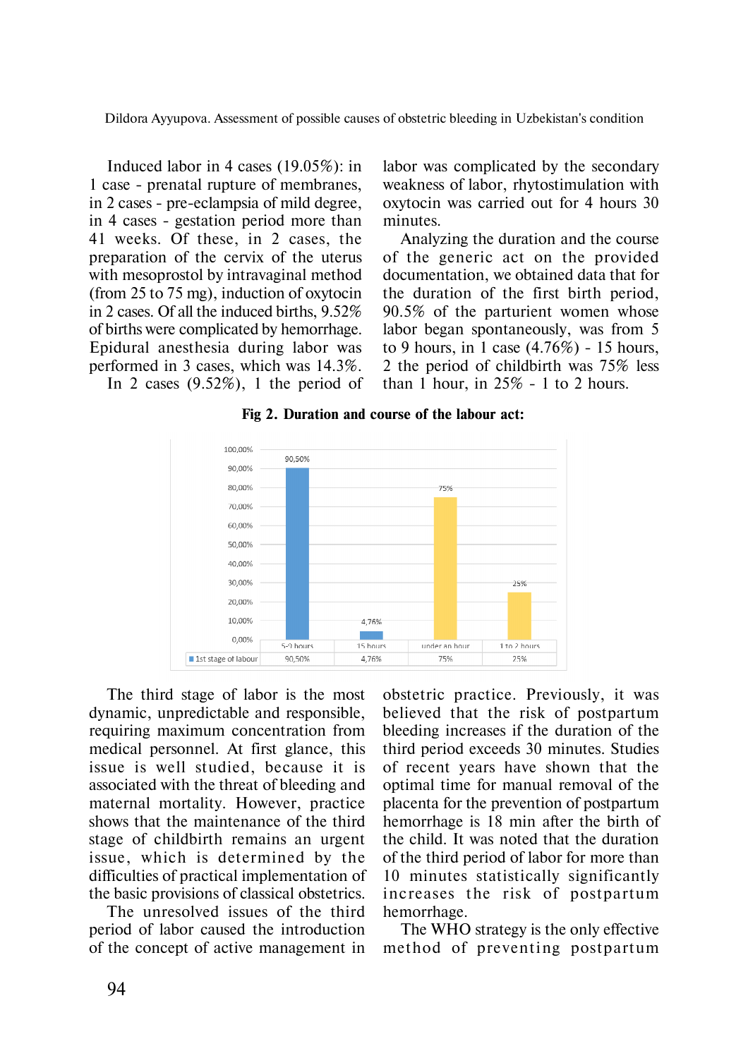Induced labor in 4 cases (19.05%): in 1 case - prenatal rupture of membranes, in 2 cases - pre-eclampsia of mild degree, in 4 cases - gestation period more than 41 weeks. Of these, in 2 cases, the preparation of the cervix of the uterus with mesoprostol by intravaginal method (from 25 to 75 mg), induction of oxytocin in 2 cases. Of all the induced births, 9.52% of births were complicated by hemorrhage. Epidural anesthesia during labor was performed in 3 cases, which was 14.3%.

In 2 cases (9.52%), 1 the period of labor was complicated by the secondary weakness of labor, rhytostimulation with oxytocin was carried out for 4 hours 30 minutes.

Analyzing the duration and the course of the generic act on the provided documentation, we obtained data that for the duration of the first birth period, 90.5% of the parturient women whose labor began spontaneously, was from 5 to 9 hours, in 1 case (4.76%) - 15 hours, 2 the period of childbirth was 75% less than 1 hour, in 25% - 1 to 2 hours.

**Fig 2. Duration and course of the labour act:**

| | 5-9 hours | 15 hours | under an hour | 1 to 2 hours |
|---|---|---|---|---|
| 1st stage of labour | 90,50% | 4,76% | 75% | 25% |

The third stage of labor is the most dynamic, unpredictable and responsible, requiring maximum concentration from medical personnel. At first glance, this issue is well studied, because it is associated with the threat of bleeding and maternal mortality. However, practice shows that the maintenance of the third stage of childbirth remains an urgent issue, which is determined by the difficulties of practical implementation of the basic provisions of classical obstetrics.

The unresolved issues of the third period of labor caused the introduction of the concept of active management in obstetric practice. Previously, it was believed that the risk of postpartum bleeding increases if the duration of the third period exceeds 30 minutes. Studies of recent years have shown that the optimal time for manual removal of the placenta for the prevention of postpartum hemorrhage is 18 min after the birth of the child. It was noted that the duration of the third period of labor for more than 10 minutes statistically significantly increases the risk of postpartum hemorrhage.

The WHO strategy is the only effective method of preventing postpartum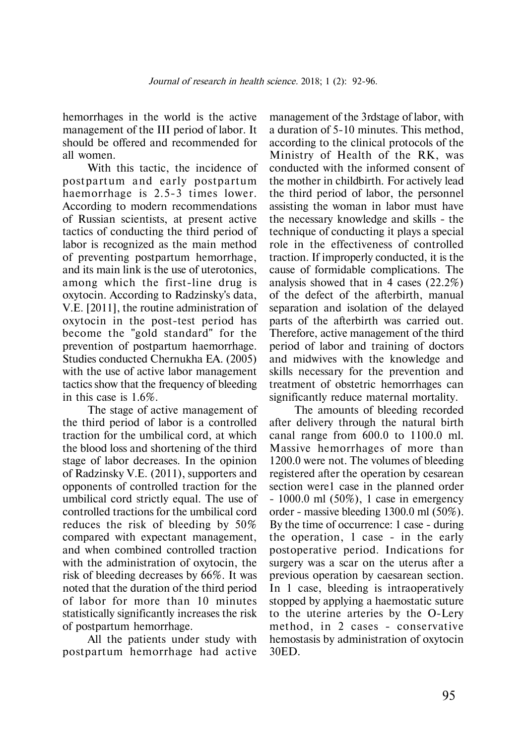hemorrhages in the world is the active management of the III period of labor. It should be offered and recommended for all women.

With this tactic, the incidence of postpartum and early postpartum haemorrhage is 2.5-3 times lower. According to modern recommendations of Russian scientists, at present active tactics of conducting the third period of labor is recognized as the main method of preventing postpartum hemorrhage, and its main link is the use of uterotonics, among which the first-line drug is oxytocin. According to Radzinsky's data, V.E. [2011], the routine administration of oxytocin in the post-test period has become the "gold standard" for the prevention of postpartum haemorrhage. Studies conducted Chernukha EA. (2005) with the use of active labor management tactics show that the frequency of bleeding in this case is 1.6%.

The stage of active management of the third period of labor is a controlled traction for the umbilical cord, at which the blood loss and shortening of the third stage of labor decreases. In the opinion of Radzinsky V.E. (2011), supporters and opponents of controlled traction for the umbilical cord strictly equal. The use of controlled tractions for the umbilical cord reduces the risk of bleeding by 50% compared with expectant management, and when combined controlled traction with the administration of oxytocin, the risk of bleeding decreases by 66%. It was noted that the duration of the third period of labor for more than 10 minutes statistically significantly increases the risk of postpartum hemorrhage.

All the patients under study with postpartum hemorrhage had active management of the 3rdstage of labor, with a duration of 5-10 minutes. This method, according to the clinical protocols of the Ministry of Health of the RK, was conducted with the informed consent of the mother in childbirth. For actively lead the third period of labor, the personnel assisting the woman in labor must have the necessary knowledge and skills - the technique of conducting it plays a special role in the effectiveness of controlled traction. If improperly conducted, it is the cause of formidable complications. The analysis showed that in 4 cases (22.2%) of the defect of the afterbirth, manual separation and isolation of the delayed parts of the afterbirth was carried out. Therefore, active management of the third period of labor and training of doctors and midwives with the knowledge and skills necessary for the prevention and treatment of obstetric hemorrhages can significantly reduce maternal mortality.

The amounts of bleeding recorded after delivery through the natural birth canal range from 600.0 to 1100.0 ml. Massive hemorrhages of more than 1200.0 were not. The volumes of bleeding registered after the operation by cesarean section were1 case in the planned order - 1000.0 ml (50%), 1 case in emergency order - massive bleeding 1300.0 ml (50%). By the time of occurrence: 1 case - during the operation, 1 case - in the early postoperative period. Indications for surgery was a scar on the uterus after a previous operation by caesarean section. In 1 case, bleeding is intraoperatively stopped by applying a haemostatic suture to the uterine arteries by the O-Lery method, in 2 cases - conservative hemostasis by administration of oxytocin 30ED.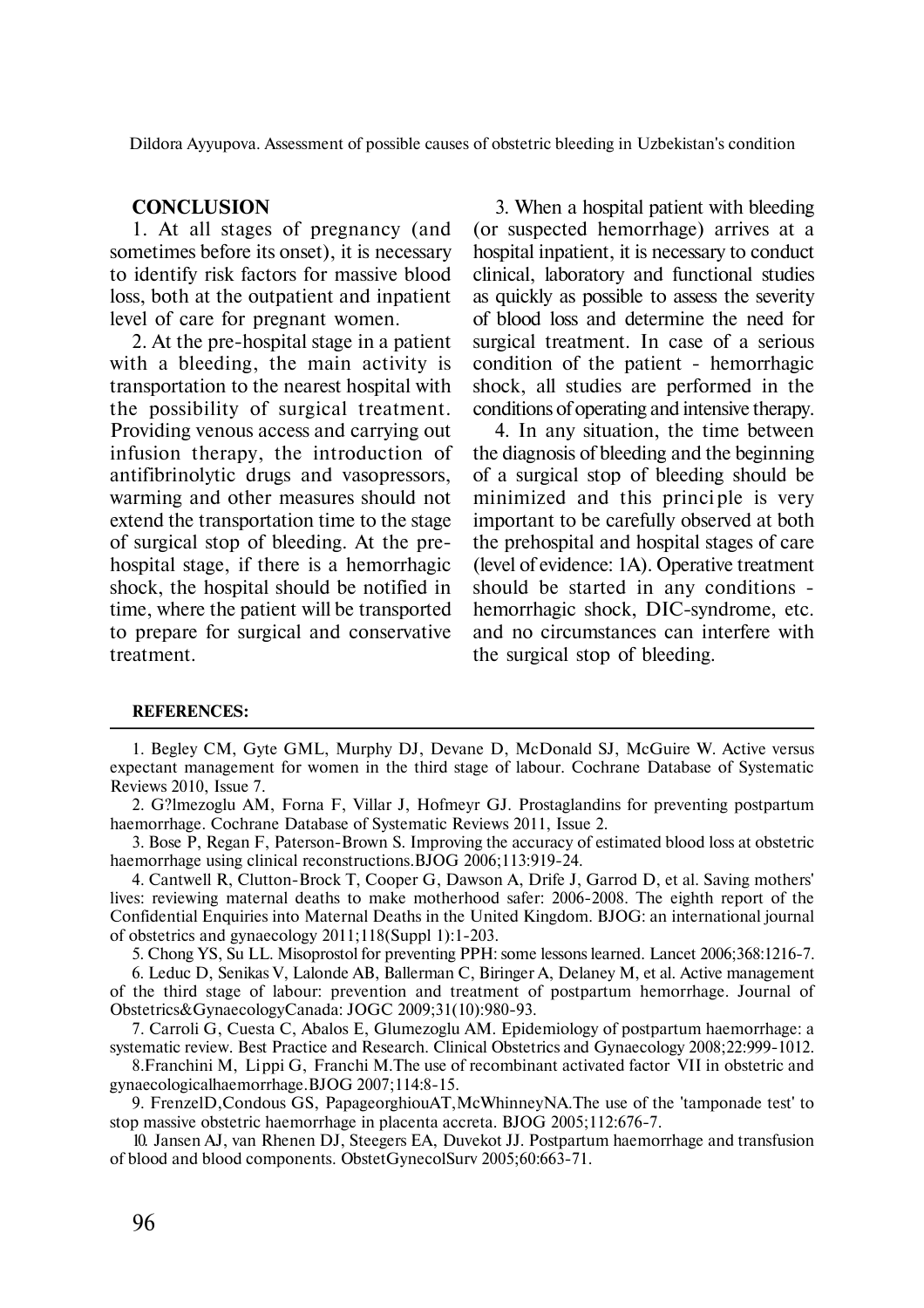## CONCLUSION

1. At all stages of pregnancy (and sometimes before its onset), it is necessary to identify risk factors for massive blood loss, both at the outpatient and inpatient level of care for pregnant women.

2. At the pre-hospital stage in a patient with a bleeding, the main activity is transportation to the nearest hospital with the possibility of surgical treatment. Providing venous access and carrying out infusion therapy, the introduction of antifibrinolytic drugs and vasopressors, warming and other measures should not extend the transportation time to the stage of surgical stop of bleeding. At the pre-hospital stage, if there is a hemorrhagic shock, the hospital should be notified in time, where the patient will be transported to prepare for surgical and conservative treatment.

3. When a hospital patient with bleeding (or suspected hemorrhage) arrives at a hospital inpatient, it is necessary to conduct clinical, laboratory and functional studies as quickly as possible to assess the severity of blood loss and determine the need for surgical treatment. In case of a serious condition of the patient - hemorrhagic shock, all studies are performed in the conditions of operating and intensive therapy.

4. In any situation, the time between the diagnosis of bleeding and the beginning of a surgical stop of bleeding should be minimized and this principle is very important to be carefully observed at both the prehospital and hospital stages of care (level of evidence: 1A). Operative treatment should be started in any conditions - hemorrhagic shock, DIC-syndrome, etc. and no circumstances can interfere with the surgical stop of bleeding.

**REFERENCES:**

1. Begley CM, Gyte GML, Murphy DJ, Devane D, McDonald SJ, McGuire W. Active versus expectant management for women in the third stage of labour. Cochrane Database of Systematic Reviews 2010, Issue 7.

2. G?lmezoglu AM, Forna F, Villar J, Hofmeyr GJ. Prostaglandins for preventing postpartum haemorrhage. Cochrane Database of Systematic Reviews 2011, Issue 2.

3. Bose P, Regan F, Paterson-Brown S. Improving the accuracy of estimated blood loss at obstetric haemorrhage using clinical reconstructions.BJOG 2006;113:919-24.

4. Cantwell R, Clutton-Brock T, Cooper G, Dawson A, Drife J, Garrod D, et al. Saving mothers' lives: reviewing maternal deaths to make motherhood safer: 2006-2008. The eighth report of the Confidential Enquiries into Maternal Deaths in the United Kingdom. BJOG: an international journal of obstetrics and gynaecology 2011;118(Suppl 1):1-203.

5. Chong YS, Su LL. Misoprostol for preventing PPH: some lessons learned. Lancet 2006;368:1216-7.

6. Leduc D, Senikas V, Lalonde AB, Ballerman C, Biringer A, Delaney M, et al. Active management of the third stage of labour: prevention and treatment of postpartum hemorrhage. Journal of Obstetrics&GynaecologyCanada: JOGC 2009;31(10):980-93.

7. Carroli G, Cuesta C, Abalos E, Glumezoglu AM. Epidemiology of postpartum haemorrhage: a systematic review. Best Practice and Research. Clinical Obstetrics and Gynaecology 2008;22:999-1012.

8.Franchini M, Lippi G, Franchi M.The use of recombinant activated factor VII in obstetric and gynaecologicalhaemorrhage.BJOG 2007;114:8-15.

9. FrenzelD,Condous GS, PapageorghiouAT,McWhinneyNA.The use of the 'tamponade test' to stop massive obstetric haemorrhage in placenta accreta. BJOG 2005;112:676-7.

10. Jansen AJ, van Rhenen DJ, Steegers EA, Duvekot JJ. Postpartum haemorrhage and transfusion of blood and blood components. ObstetGynecolSurv 2005;60:663-71.